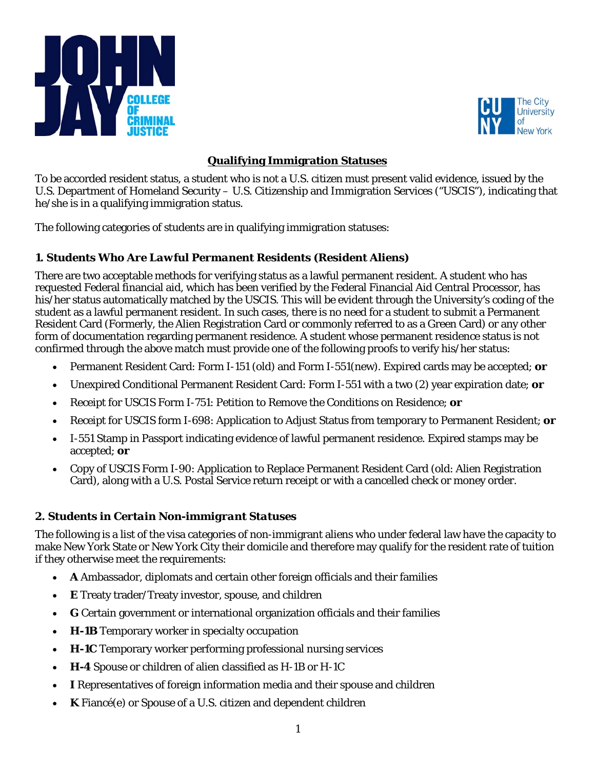## Qualifying Immigration Statuses

To be accorded resident status, a student who is not a U.S. citizen must present valid evidence, issued by the U.S. Department of Homeland Security – U.S. Citizenship and Immigration Services ("USCIS"), indicating that he/she is in a qualifying immigration status.

The following categories of students are in qualifying immigration statuses:

### 1. Students Who Are *Lawful Permanent* Residents (Resident Aliens)

There are two acceptable methods for verifying status as a lawful permanent resident. A student who has requested Federal financial aid, which has been verified by the Federal Financial Aid Central Processor, has his/her status automatically matched by the USCIS. This will be evident through the University's coding of the student as a lawful permanent resident. In such cases, there is no need for a student to submit a Permanent Resident Card (Formerly, the Alien Registration Card or commonly referred to as a Green Card) or any other form of documentation regarding permanent residence. A student whose permanent residence status is not confirmed through the above match must provide one of the following proofs to verify his/her status:

- Permanent Resident Card: Form I-151 (old) and Form I-551(new). Expired cards may be accepted; **or**
- Unexpired Conditional Permanent Resident Card: Form I-551 with a two (2) year expiration date; **or**
- Receipt for USCIS Form I-751: Petition to Remove the Conditions on Residence; **or**
- Receipt for USCIS form I-698: Application to Adjust Status from temporary to Permanent Resident; **or**
- I-551 Stamp in Passport indicating evidence of lawful permanent residence. Expired stamps may be accepted; **or**
- Copy of USCIS Form I-90: Application to Replace Permanent Resident Card (old: Alien Registration Card), along with a U.S. Postal Service return receipt or with a cancelled check or money order.

### 2. Students in *Certain Non-immigrant* Statuses

The following is a list of the visa categories of non-immigrant aliens who under federal law have the capacity to make New York State or New York City their domicile and therefore may qualify for the resident rate of tuition if they otherwise meet the requirements:

- **A** Ambassador, diplomats and certain other foreign officials and their families
- **E** Treaty trader/Treaty investor, spouse, and children
- **G** Certain government or international organization officials and their families
- **H-1B** Temporary worker in specialty occupation
- **H-1C** Temporary worker performing professional nursing services
- **H-4** Spouse or children of alien classified as H-1B or H-1C
- **I** Representatives of foreign information media and their spouse and children
- **K** Fiancé(e) or Spouse of a U.S. citizen and dependent children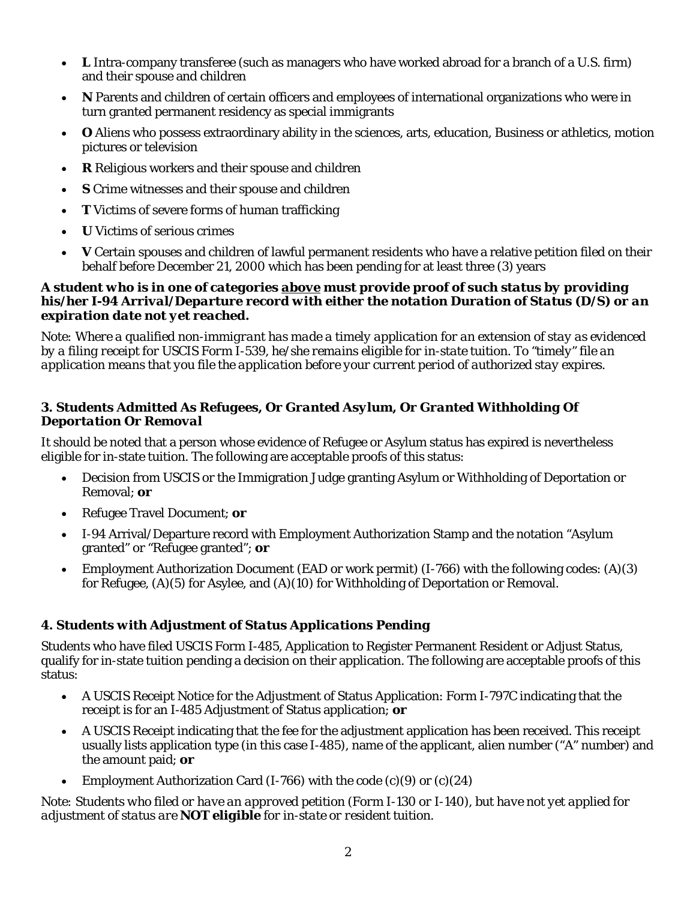- **L** Intra-company transferee (such as managers who have worked abroad for a branch of a U.S. firm) and their spouse and children
- **N** Parents and children of certain officers and employees of international organizations who were in turn granted permanent residency as special immigrants
- **O** Aliens who possess extraordinary ability in the sciences, arts, education, Business or athletics, motion pictures or television
- **R** Religious workers and their spouse and children
- **S** Crime witnesses and their spouse and children
- **T** Victims of severe forms of human trafficking
- **U** Victims of serious crimes
- **V** Certain spouses and children of lawful permanent residents who have a relative petition filed on their behalf before December 21, 2000 which has been pending for at least three (3) years

***A student who is in one of categories <u>above</u> must provide proof of such status by providing his/her I-94 Arrival/Departure record with either the notation Duration of Status (D/S) or an expiration date not yet reached.***

*Note: Where a qualified non-immigrant has made a timely application for an extension of stay as evidenced by a filing receipt for USCIS Form I-539, he/she remains eligible for in-state tuition. To "timely" file an application means that you file the application before your current period of authorized stay expires.*

### 3. Students Admitted As Refugees, Or Granted Asylum, Or Granted Withholding Of Deportation Or Removal

It should be noted that a person whose evidence of Refugee or Asylum status has expired is nevertheless eligible for in-state tuition. The following are acceptable proofs of this status:

- Decision from USCIS or the Immigration Judge granting Asylum or Withholding of Deportation or Removal; **or**
- Refugee Travel Document; **or**
- I-94 Arrival/Departure record with Employment Authorization Stamp and the notation "Asylum granted" or "Refugee granted"; **or**
- Employment Authorization Document (EAD or work permit) (I-766) with the following codes: (A)(3) for Refugee, (A)(5) for Asylee, and (A)(10) for Withholding of Deportation or Removal.

### 4. Students with Adjustment of Status Applications Pending

Students who have filed USCIS Form I-485, Application to Register Permanent Resident or Adjust Status, qualify for in-state tuition pending a decision on their application. The following are acceptable proofs of this status:

- A USCIS Receipt Notice for the Adjustment of Status Application: Form I-797C indicating that the receipt is for an I-485 Adjustment of Status application; **or**
- A USCIS Receipt indicating that the fee for the adjustment application has been received. This receipt usually lists application type (in this case I-485), name of the applicant, alien number ("A" number) and the amount paid; **or**
- Employment Authorization Card (I-766) with the code (c)(9) or (c)(24)

*Note: Students who filed or have an approved petition (Form I-130 or I-140), but have not yet applied for adjustment of status are **NOT eligible** for in-state or resident tuition.*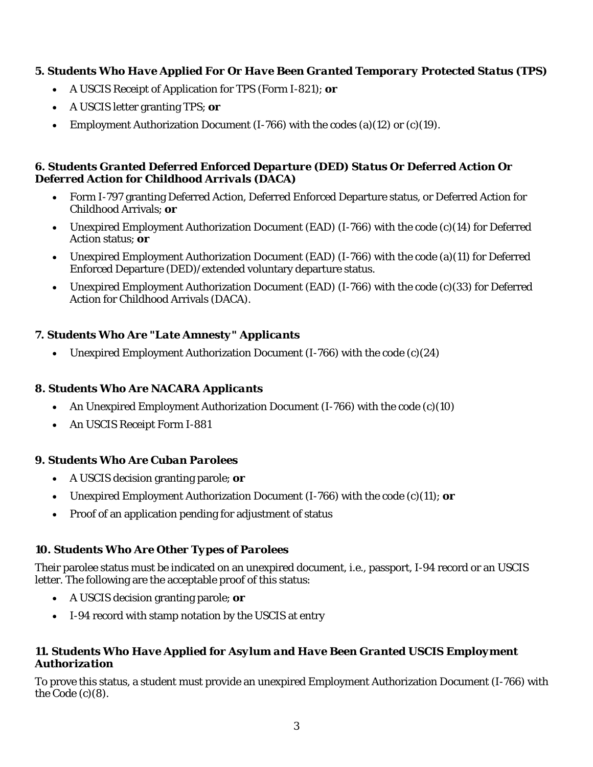### *5. Students Who Have Applied For Or Have Been Granted Temporary Protected Status (TPS)*

- A USCIS Receipt of Application for TPS (Form I-821); **or**
- A USCIS letter granting TPS; **or**
- Employment Authorization Document (I-766) with the codes (a)(12) or (c)(19).

### *6. Students Granted Deferred Enforced Departure (DED) Status Or Deferred Action Or Deferred Action for Childhood Arrivals (DACA)*

- Form I-797 granting Deferred Action, Deferred Enforced Departure status, or Deferred Action for Childhood Arrivals; **or**
- Unexpired Employment Authorization Document (EAD) (I-766) with the code (c)(14) for Deferred Action status; **or**
- Unexpired Employment Authorization Document (EAD) (I-766) with the code (a)(11) for Deferred Enforced Departure (DED)/extended voluntary departure status.
- Unexpired Employment Authorization Document (EAD) (I-766) with the code (c)(33) for Deferred Action for Childhood Arrivals (DACA).

### *7. Students Who Are "Late Amnesty" Applicants*

- Unexpired Employment Authorization Document (I-766) with the code (c)(24)

### *8. Students Who Are NACARA Applicants*

- An Unexpired Employment Authorization Document (I-766) with the code (c)(10)
- An USCIS Receipt Form I-881

### *9. Students Who Are Cuban Parolees*

- A USCIS decision granting parole; **or**
- Unexpired Employment Authorization Document (I-766) with the code (c)(11); **or**
- Proof of an application pending for adjustment of status

### *10. Students Who Are Other Types of Parolees*

Their parolee status must be indicated on an unexpired document, i.e., passport, I-94 record or an USCIS letter. The following are the acceptable proof of this status:

- A USCIS decision granting parole; **or**
- I-94 record with stamp notation by the USCIS at entry

### *11. Students Who Have Applied for Asylum and Have Been Granted USCIS Employment Authorization*

To prove this status, a student must provide an unexpired Employment Authorization Document (I-766) with the Code (c)(8).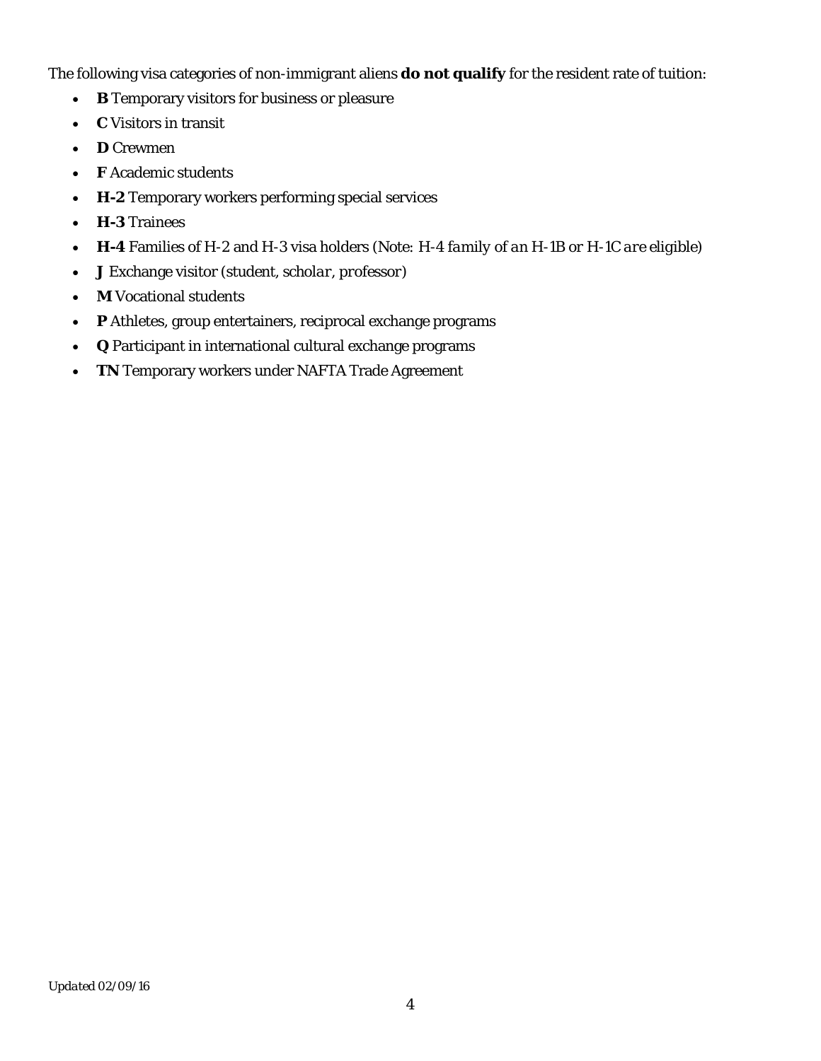The following visa categories of non-immigrant aliens **do not qualify** for the resident rate of tuition:

- **B** Temporary visitors for business or pleasure
- **C** Visitors in transit
- **D** Crewmen
- **F** Academic students
- **H-2** Temporary workers performing special services
- **H-3** Trainees
- **H-4** Families of H-2 and H-3 visa holders (*Note: H-4 family of an H-1B or H-1C are eligible*)
- **J** Exchange visitor (student, scholar, professor)
- **M** Vocational students
- **P** Athletes, group entertainers, reciprocal exchange programs
- **Q** Participant in international cultural exchange programs
- **TN** Temporary workers under NAFTA Trade Agreement

*Updated 02/09/16*